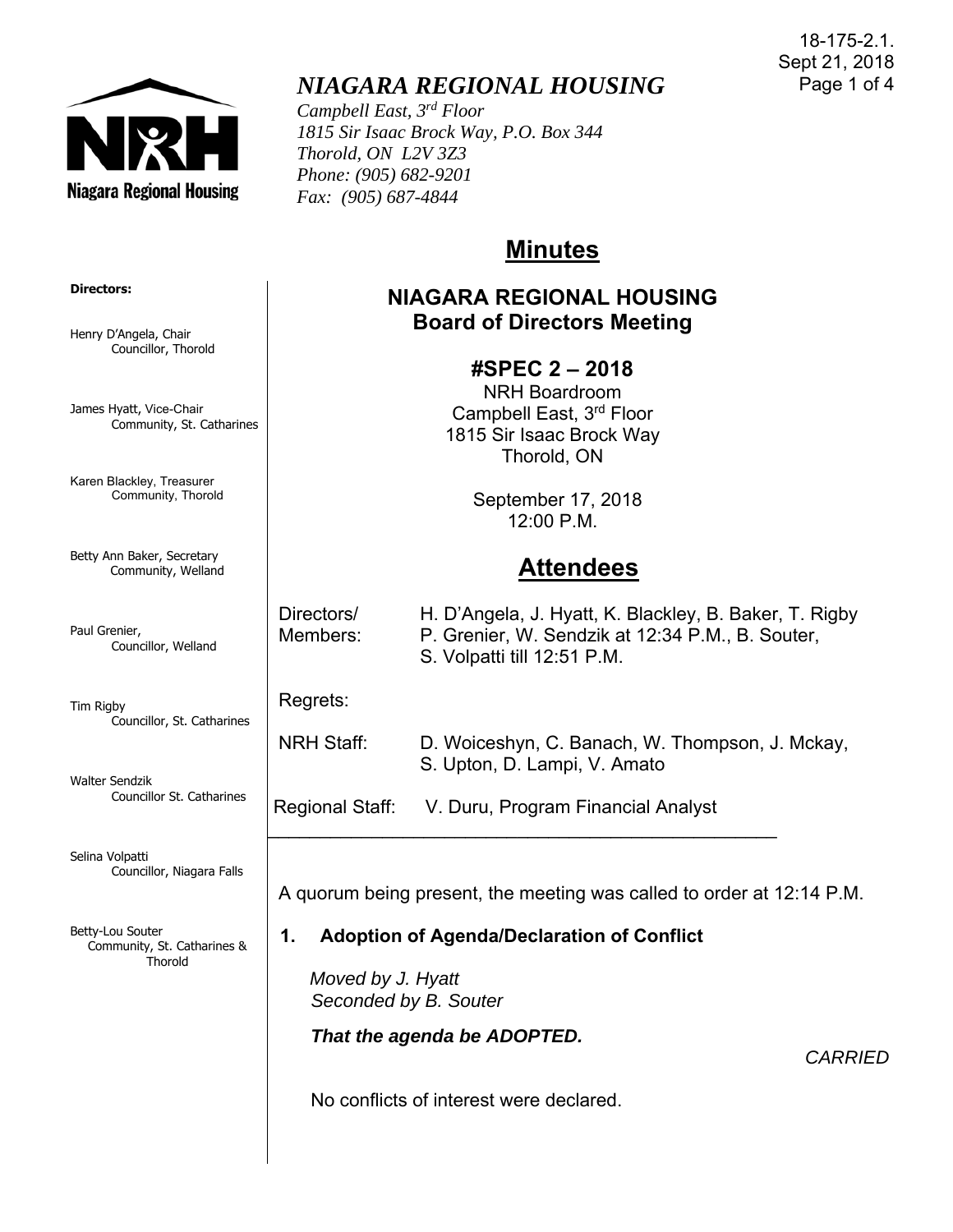18-175-2.1.
Sept 21, 2018

# *NIAGARA REGIONAL HOUSING*

*Campbell East, 3rd Floor*
*1815 Sir Isaac Brock Way, P.O. Box 344*
*Thorold, ON L2V 3Z3*
*Phone: (905) 682-9201*
*Fax: (905) 687-4844*

**Directors:**

Henry D'Angela, Chair
Councillor, Thorold

James Hyatt, Vice-Chair
Community, St. Catharines

Karen Blackley, Treasurer
Community, Thorold

Betty Ann Baker, Secretary
Community, Welland

Paul Grenier,
Councillor, Welland

Tim Rigby
Councillor, St. Catharines

Walter Sendzik
Councillor St. Catharines

Selina Volpatti
Councillor, Niagara Falls

Betty-Lou Souter
Community, St. Catharines & Thorold

## Minutes

### NIAGARA REGIONAL HOUSING
### Board of Directors Meeting

### #SPEC 2 – 2018

NRH Boardroom
Campbell East, 3rd Floor
1815 Sir Isaac Brock Way
Thorold, ON

September 17, 2018
12:00 P.M.

## Attendees

| | |
|---|---|
| Directors/ Members: | H. D'Angela, J. Hyatt, K. Blackley, B. Baker, T. Rigby P. Grenier, W. Sendzik at 12:34 P.M., B. Souter, S. Volpatti till 12:51 P.M. |
| Regrets: | |
| NRH Staff: | D. Woiceshyn, C. Banach, W. Thompson, J. Mckay, S. Upton, D. Lampi, V. Amato |
| Regional Staff: | V. Duru, Program Financial Analyst |

A quorum being present, the meeting was called to order at 12:14 P.M.

### 1. Adoption of Agenda/Declaration of Conflict

*Moved by J. Hyatt*
*Seconded by B. Souter*

***That the agenda be ADOPTED.***

*CARRIED*

No conflicts of interest were declared.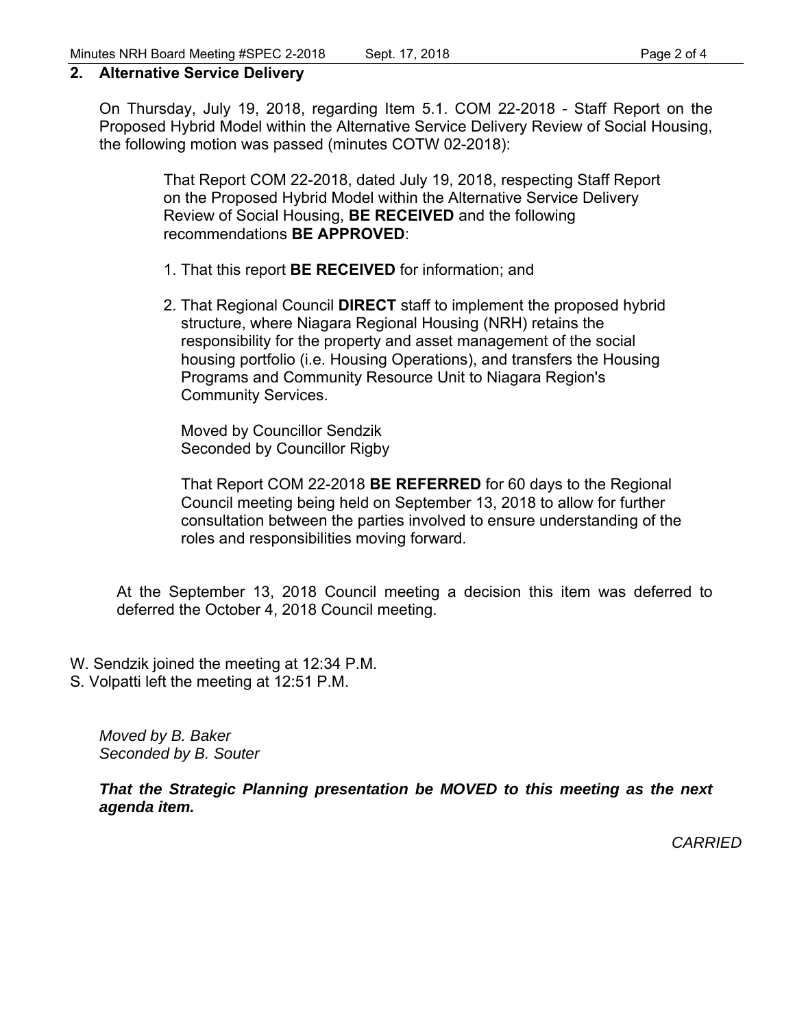## 2. Alternative Service Delivery

On Thursday, July 19, 2018, regarding Item 5.1. COM 22-2018 - Staff Report on the Proposed Hybrid Model within the Alternative Service Delivery Review of Social Housing, the following motion was passed (minutes COTW 02-2018):

> That Report COM 22-2018, dated July 19, 2018, respecting Staff Report on the Proposed Hybrid Model within the Alternative Service Delivery Review of Social Housing, **BE RECEIVED** and the following recommendations **BE APPROVED**:
>
> 1. That this report **BE RECEIVED** for information; and
>
> 2. That Regional Council **DIRECT** staff to implement the proposed hybrid structure, where Niagara Regional Housing (NRH) retains the responsibility for the property and asset management of the social housing portfolio (i.e. Housing Operations), and transfers the Housing Programs and Community Resource Unit to Niagara Region's Community Services.
>
> Moved by Councillor Sendzik
> Seconded by Councillor Rigby
>
> That Report COM 22-2018 **BE REFERRED** for 60 days to the Regional Council meeting being held on September 13, 2018 to allow for further consultation between the parties involved to ensure understanding of the roles and responsibilities moving forward.

At the September 13, 2018 Council meeting a decision this item was deferred to deferred the October 4, 2018 Council meeting.

W. Sendzik joined the meeting at 12:34 P.M.
S. Volpatti left the meeting at 12:51 P.M.

*Moved by B. Baker*
*Seconded by B. Souter*

***That the Strategic Planning presentation be MOVED to this meeting as the next agenda item.***

*CARRIED*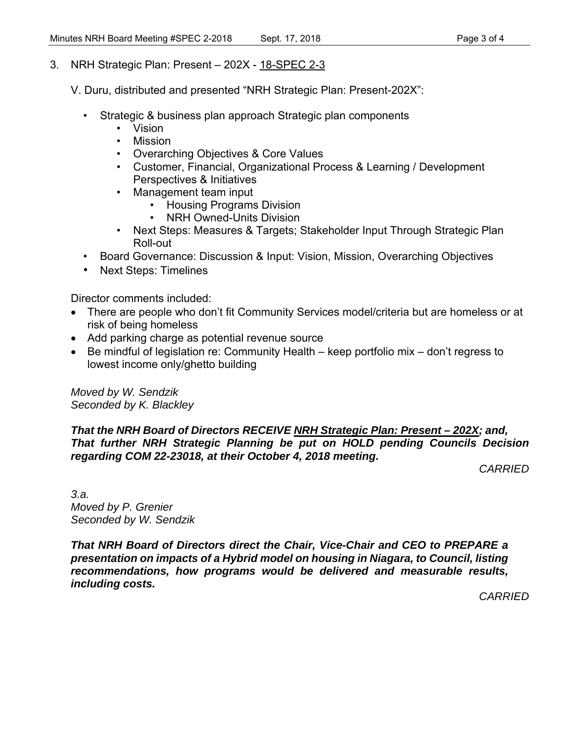3. NRH Strategic Plan: Present – 202X - 18-SPEC 2-3

V. Duru, distributed and presented "NRH Strategic Plan: Present-202X":

- Strategic & business plan approach Strategic plan components
    - Vision
    - Mission
    - Overarching Objectives & Core Values
    - Customer, Financial, Organizational Process & Learning / Development Perspectives & Initiatives
    - Management team input
        - Housing Programs Division
        - NRH Owned-Units Division
    - Next Steps: Measures & Targets; Stakeholder Input Through Strategic Plan Roll-out
- Board Governance: Discussion & Input: Vision, Mission, Overarching Objectives
- Next Steps: Timelines

Director comments included:

- There are people who don't fit Community Services model/criteria but are homeless or at risk of being homeless
- Add parking charge as potential revenue source
- Be mindful of legislation re: Community Health – keep portfolio mix – don't regress to lowest income only/ghetto building

*Moved by W. Sendzik*
*Seconded by K. Blackley*

***That the NRH Board of Directors RECEIVE NRH Strategic Plan: Present – 202X; and, That further NRH Strategic Planning be put on HOLD pending Councils Decision regarding COM 22-23018, at their October 4, 2018 meeting.***

*CARRIED*

*3.a.*
*Moved by P. Grenier*
*Seconded by W. Sendzik*

***That NRH Board of Directors direct the Chair, Vice-Chair and CEO to PREPARE a presentation on impacts of a Hybrid model on housing in Niagara, to Council, listing recommendations, how programs would be delivered and measurable results, including costs.***

*CARRIED*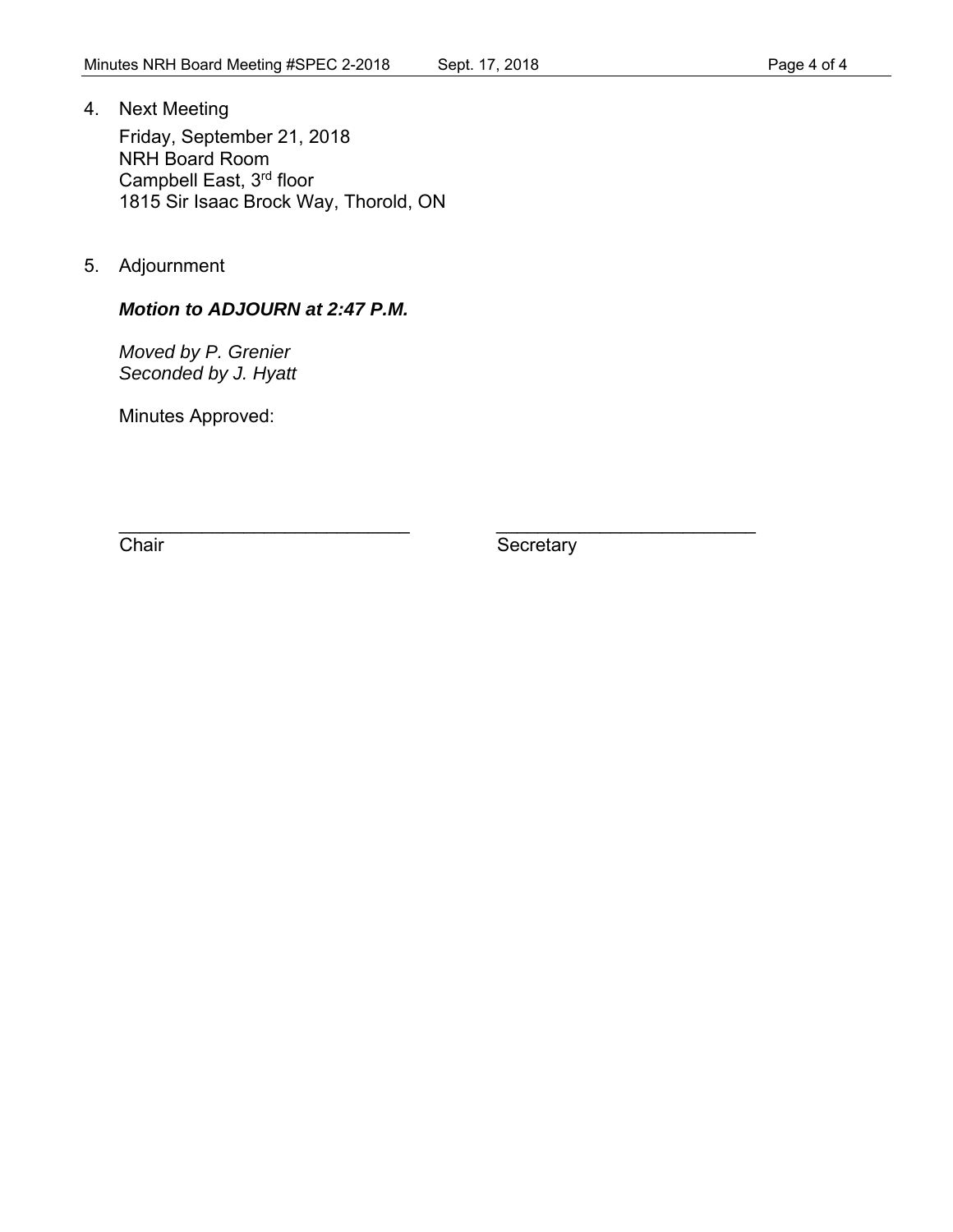4. Next Meeting

   Friday, September 21, 2018
   NRH Board Room
   Campbell East, 3rd floor
   1815 Sir Isaac Brock Way, Thorold, ON

5. Adjournment

   ***Motion to ADJOURN at 2:47 P.M.***

   *Moved by P. Grenier*
   *Seconded by J. Hyatt*

   Minutes Approved:

____________________________ Chair

____________________________ Secretary